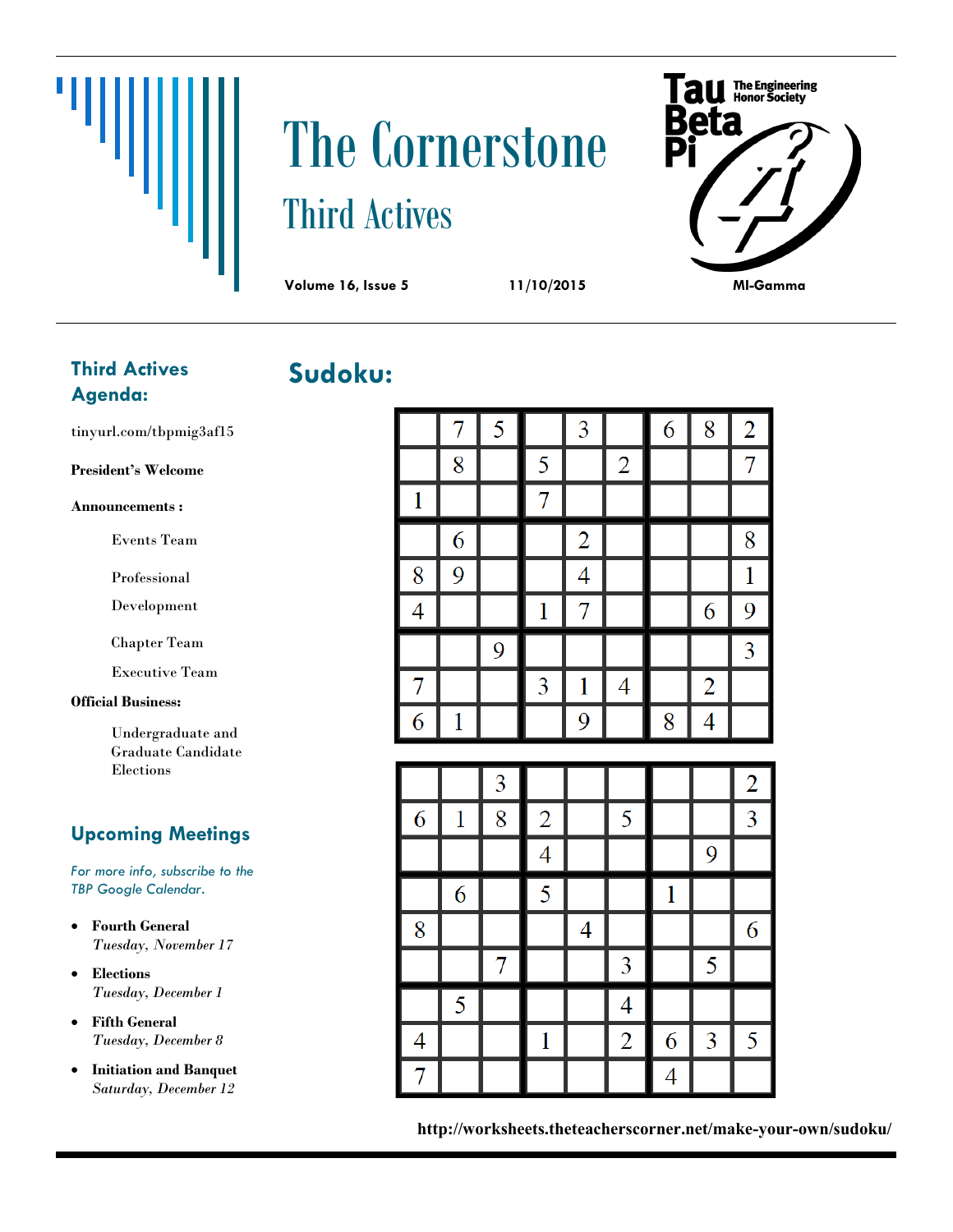# The Cornerstone

## Third Actives

**Volume 16, Issue 5** **11/10/2015**

Tau Beta Pi — The Engineering Honor Society

**MI-Gamma**

### Third Actives Agenda:

tinyurl.com/tbpmig3af15

**President's Welcome**

**Announcements :**

- Events Team
- Professional Development
- Chapter Team
- Executive Team

**Official Business:**

- Undergraduate and Graduate Candidate Elections

### Upcoming Meetings

*For more info, subscribe to the TBP Google Calendar.*

- **Fourth General**
  *Tuesday, November 17*
- **Elections**
  *Tuesday, December 1*
- **Fifth General**
  *Tuesday, December 8*
- **Initiation and Banquet**
  *Saturday, December 12*

## Sudoku:

|   |   |   |   |   |   |   |   |   |
|---|---|---|---|---|---|---|---|---|
|   | 7 | 5 |   | 3 |   | 6 | 8 | 2 |
|   | 8 |   | 5 |   | 2 |   |   | 7 |
| 1 |   |   | 7 |   |   |   |   |   |
|   | 6 |   |   | 2 |   |   |   | 8 |
| 8 | 9 |   |   | 4 |   |   |   | 1 |
| 4 |   |   | 1 | 7 |   |   | 6 | 9 |
|   |   | 9 |   |   |   |   |   | 3 |
| 7 |   |   | 3 | 1 | 4 |   | 2 |   |
| 6 | 1 |   |   | 9 |   | 8 | 4 |   |

|   |   |   |   |   |   |   |   |   |
|---|---|---|---|---|---|---|---|---|
|   |   | 3 |   |   |   |   |   | 2 |
| 6 | 1 | 8 | 2 |   | 5 |   |   | 3 |
|   |   |   | 4 |   |   |   | 9 |   |
|   | 6 |   | 5 |   |   | 1 |   |   |
| 8 |   |   |   | 4 |   |   |   | 6 |
|   |   | 7 |   |   | 3 |   | 5 |   |
|   | 5 |   |   |   | 4 |   |   |   |
| 4 |   |   | 1 |   | 2 | 6 | 3 | 5 |
| 7 |   |   |   |   |   | 4 |   |   |

**http://worksheets.theteacherscorner.net/make-your-own/sudoku/**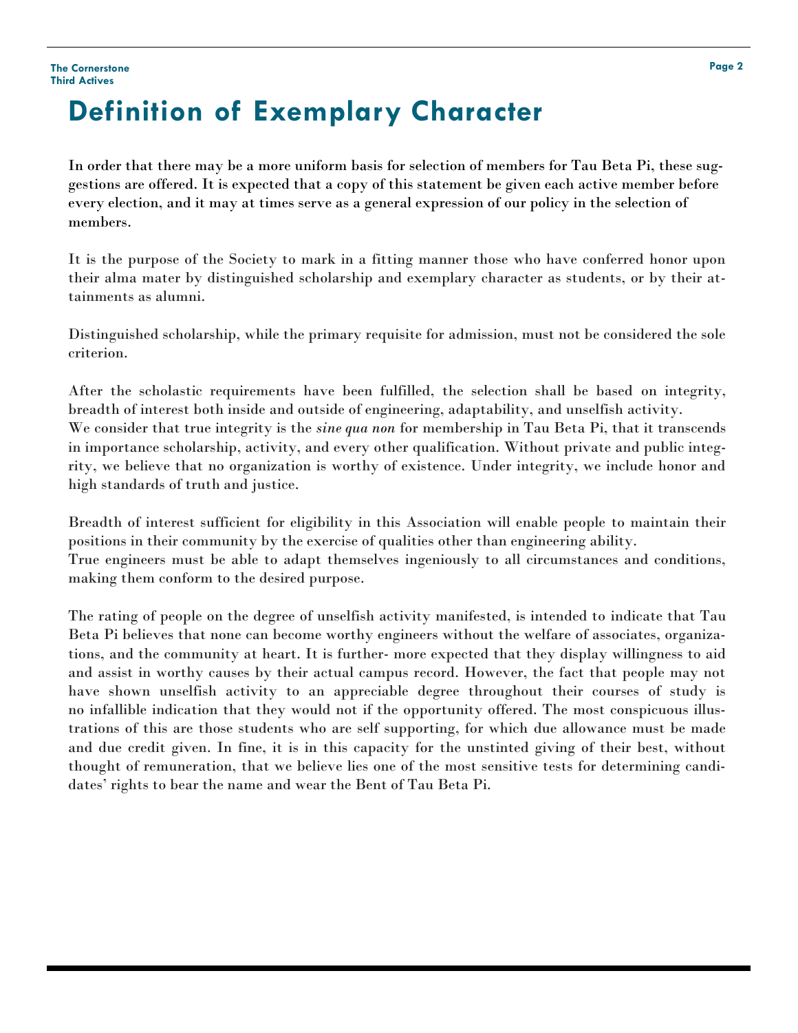# Definition of Exemplary Character

In order that there may be a more uniform basis for selection of members for Tau Beta Pi, these suggestions are offered. It is expected that a copy of this statement be given each active member before every election, and it may at times serve as a general expression of our policy in the selection of members.

It is the purpose of the Society to mark in a fitting manner those who have conferred honor upon their alma mater by distinguished scholarship and exemplary character as students, or by their attainments as alumni.

Distinguished scholarship, while the primary requisite for admission, must not be considered the sole criterion.

After the scholastic requirements have been fulfilled, the selection shall be based on integrity, breadth of interest both inside and outside of engineering, adaptability, and unselfish activity.
We consider that true integrity is the *sine qua non* for membership in Tau Beta Pi, that it transcends in importance scholarship, activity, and every other qualification. Without private and public integrity, we believe that no organization is worthy of existence. Under integrity, we include honor and high standards of truth and justice.

Breadth of interest sufficient for eligibility in this Association will enable people to maintain their positions in their community by the exercise of qualities other than engineering ability.
True engineers must be able to adapt themselves ingeniously to all circumstances and conditions, making them conform to the desired purpose.

The rating of people on the degree of unselfish activity manifested, is intended to indicate that Tau Beta Pi believes that none can become worthy engineers without the welfare of associates, organizations, and the community at heart. It is further- more expected that they display willingness to aid and assist in worthy causes by their actual campus record. However, the fact that people may not have shown unselfish activity to an appreciable degree throughout their courses of study is no infallible indication that they would not if the opportunity offered. The most conspicuous illustrations of this are those students who are self supporting, for which due allowance must be made and due credit given. In fine, it is in this capacity for the unstinted giving of their best, without thought of remuneration, that we believe lies one of the most sensitive tests for determining candidates' rights to bear the name and wear the Bent of Tau Beta Pi.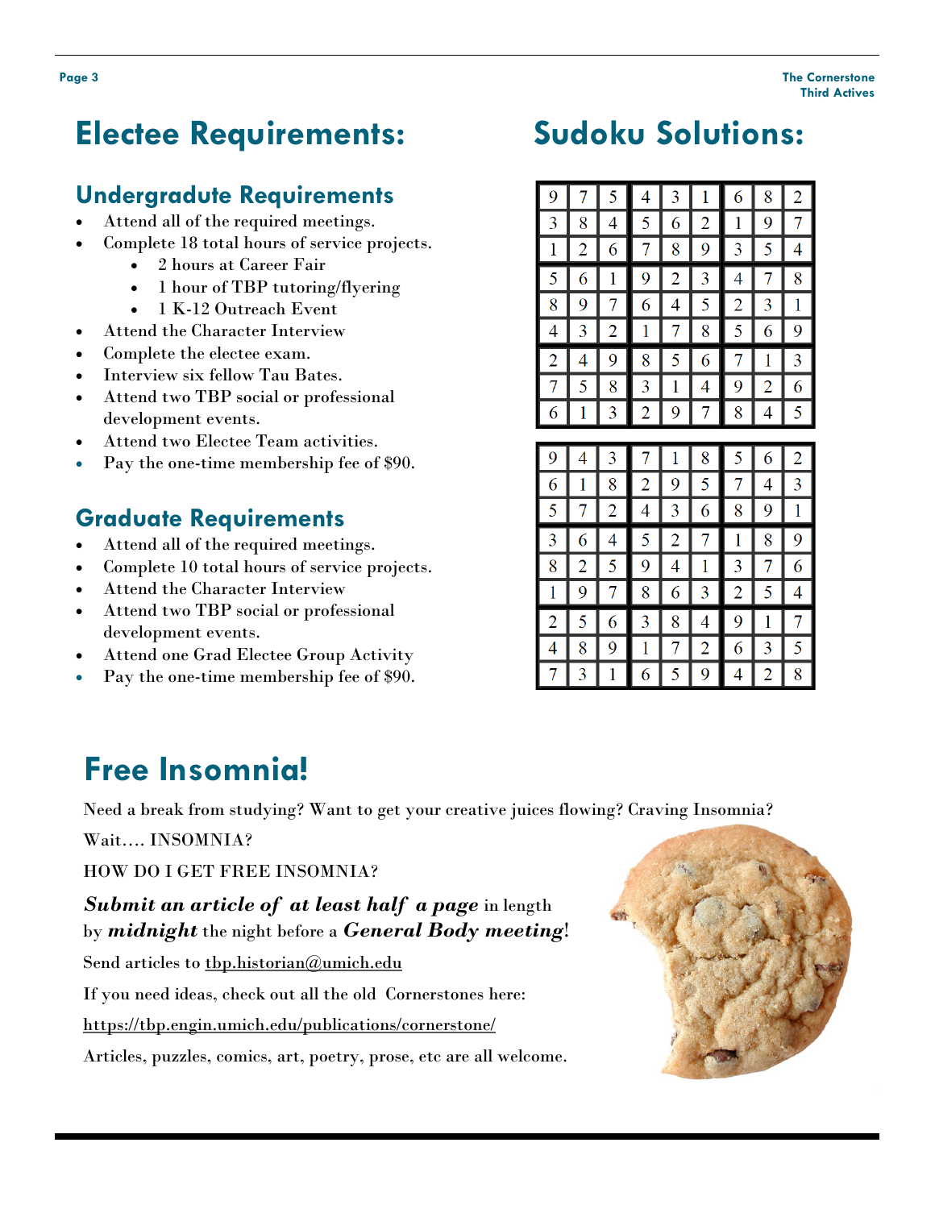# Electee Requirements:

## Undergraduate Requirements

- Attend all of the required meetings.
- Complete 18 total hours of service projects.
    - 2 hours at Career Fair
    - 1 hour of TBP tutoring/flyering
    - 1 K-12 Outreach Event
- Attend the Character Interview
- Complete the electee exam.
- Interview six fellow Tau Bates.
- Attend two TBP social or professional development events.
- Attend two Electee Team activities.
- Pay the one-time membership fee of $90.

## Graduate Requirements

- Attend all of the required meetings.
- Complete 10 total hours of service projects.
- Attend the Character Interview
- Attend two TBP social or professional development events.
- Attend one Grad Electee Group Activity
- Pay the one-time membership fee of $90.

# Sudoku Solutions:

| | | | | | | | | |
|---|---|---|---|---|---|---|---|---|
| 9 | 7 | 5 | 4 | 3 | 1 | 6 | 8 | 2 |
| 3 | 8 | 4 | 5 | 6 | 2 | 1 | 9 | 7 |
| 1 | 2 | 6 | 7 | 8 | 9 | 3 | 5 | 4 |
| 5 | 6 | 1 | 9 | 2 | 3 | 4 | 7 | 8 |
| 8 | 9 | 7 | 6 | 4 | 5 | 2 | 3 | 1 |
| 4 | 3 | 2 | 1 | 7 | 8 | 5 | 6 | 9 |
| 2 | 4 | 9 | 8 | 5 | 6 | 7 | 1 | 3 |
| 7 | 5 | 8 | 3 | 1 | 4 | 9 | 2 | 6 |
| 6 | 1 | 3 | 2 | 9 | 7 | 8 | 4 | 5 |

| | | | | | | | | |
|---|---|---|---|---|---|---|---|---|
| 9 | 4 | 3 | 7 | 1 | 8 | 5 | 6 | 2 |
| 6 | 1 | 8 | 2 | 9 | 5 | 7 | 4 | 3 |
| 5 | 7 | 2 | 4 | 3 | 6 | 8 | 9 | 1 |
| 3 | 6 | 4 | 5 | 2 | 7 | 1 | 8 | 9 |
| 8 | 2 | 5 | 9 | 4 | 1 | 3 | 7 | 6 |
| 1 | 9 | 7 | 8 | 6 | 3 | 2 | 5 | 4 |
| 2 | 5 | 6 | 3 | 8 | 4 | 9 | 1 | 7 |
| 4 | 8 | 9 | 1 | 7 | 2 | 6 | 3 | 5 |
| 7 | 3 | 1 | 6 | 5 | 9 | 4 | 2 | 8 |

# Free Insomnia!

Need a break from studying? Want to get your creative juices flowing? Craving Insomnia?

Wait…. INSOMNIA?

HOW DO I GET FREE INSOMNIA?

***Submit an article of at least half a page*** in length by ***midnight*** the night before a ***General Body meeting***!

Send articles to tbp.historian@umich.edu

If you need ideas, check out all the old Cornerstones here:

https://tbp.engin.umich.edu/publications/cornerstone/

Articles, puzzles, comics, art, poetry, prose, etc are all welcome.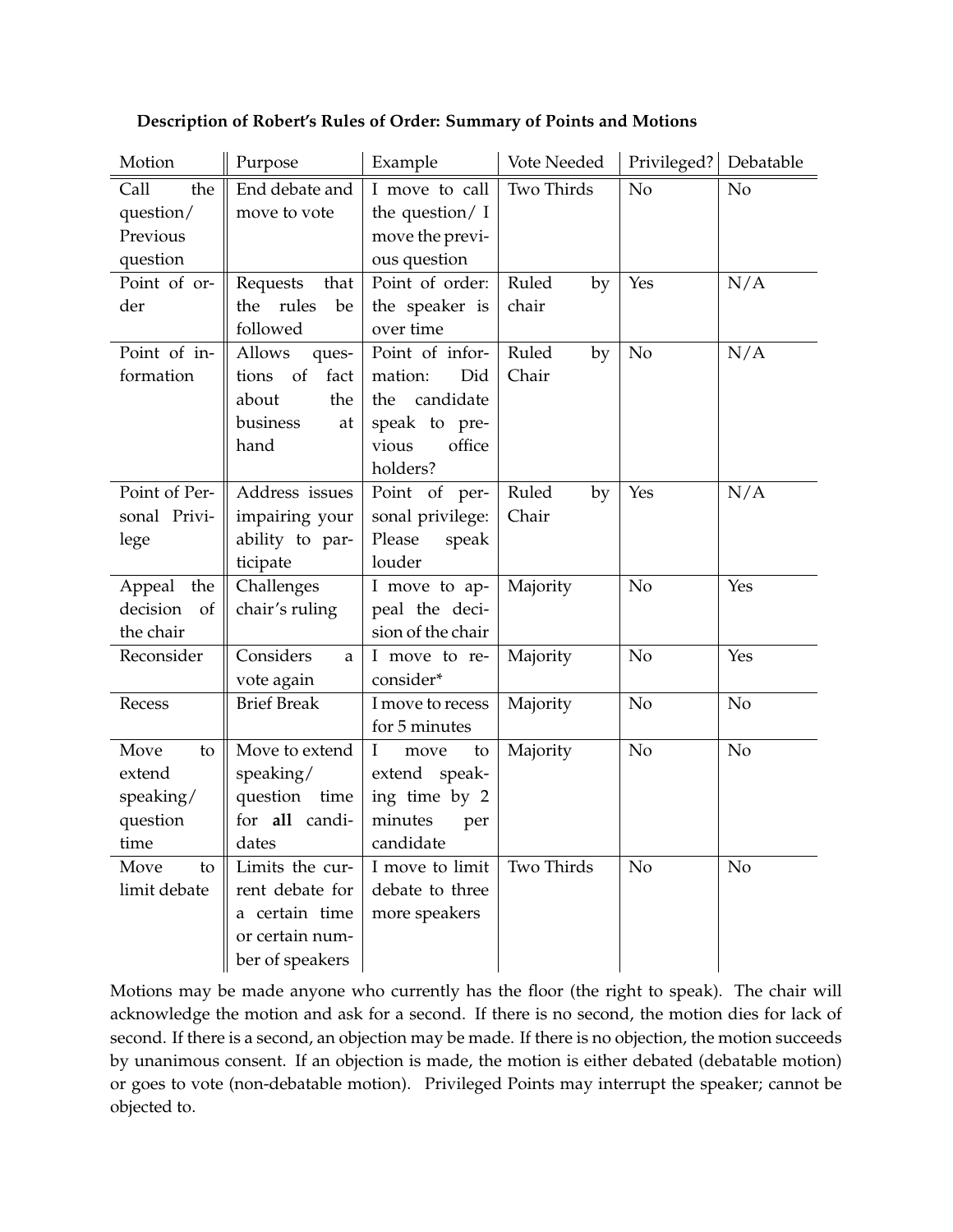**Description of Robert's Rules of Order: Summary of Points and Motions**

| Motion | Purpose | Example | Vote Needed | Privileged? | Debatable |
|---|---|---|---|---|---|
| Call the question/ Previous question | End debate and move to vote | I move to call the question/ I move the previous question | Two Thirds | No | No |
| Point of order | Requests that the rules be followed | Point of order: the speaker is over time | Ruled by chair | Yes | N/A |
| Point of information | Allows questions of fact about the business at hand | Point of information: Did the candidate speak to previous office holders? | Ruled by Chair | No | N/A |
| Point of Personal Privilege | Address issues impairing your ability to participate | Point of personal privilege: Please speak louder | Ruled by Chair | Yes | N/A |
| Appeal the decision of the chair | Challenges chair's ruling | I move to appeal the decision of the chair | Majority | No | Yes |
| Reconsider | Considers a vote again | I move to reconsider* | Majority | No | Yes |
| Recess | Brief Break | I move to recess for 5 minutes | Majority | No | No |
| Move to extend speaking/ question time | Move to extend speaking/ question time for **all** candidates | I move to extend speaking time by 2 minutes per candidate | Majority | No | No |
| Move to limit debate | Limits the current debate for a certain time or certain number of speakers | I move to limit debate to three more speakers | Two Thirds | No | No |

Motions may be made anyone who currently has the floor (the right to speak). The chair will acknowledge the motion and ask for a second. If there is no second, the motion dies for lack of second. If there is a second, an objection may be made. If there is no objection, the motion succeeds by unanimous consent. If an objection is made, the motion is either debated (debatable motion) or goes to vote (non-debatable motion). Privileged Points may interrupt the speaker; cannot be objected to.